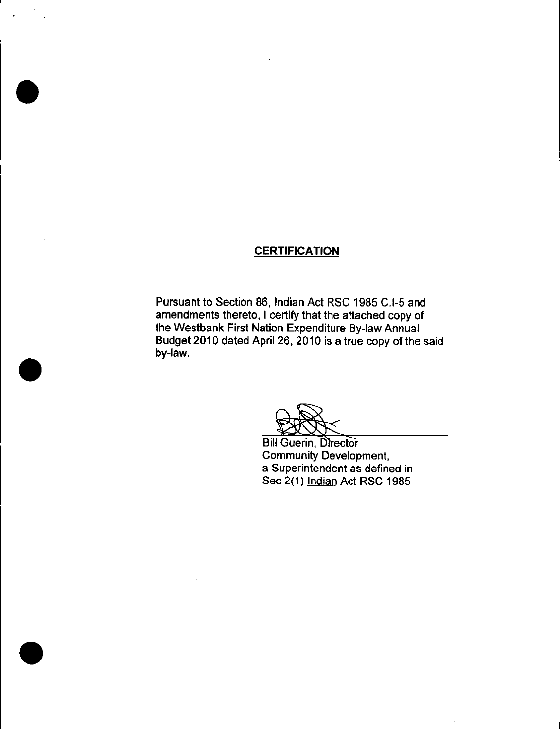## CERTIFICATION

Pursuant to Section 86, Indian Act RSC 1985 C.I-5 and amendments thereto, I certify that the attached copy of the Westbank First Nation Expenditure By-law Annual Budget 2010 dated April 26, 2010 is a true copy of the said by-law.

Bill Guerin, Director
Community Development,
a Superintendent as defined in
Sec 2(1) Indian Act RSC 1985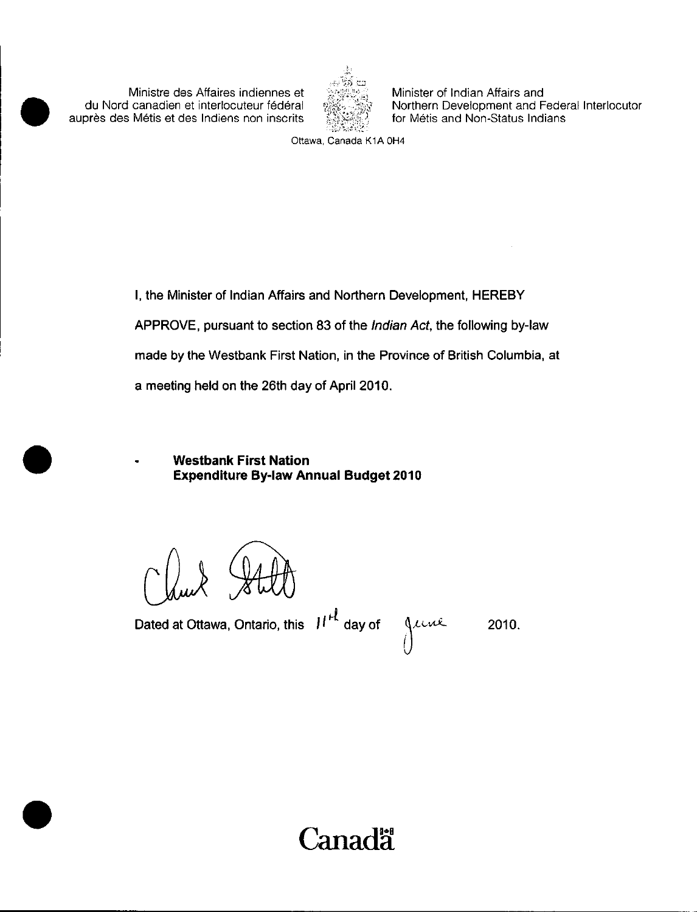Ministre des Affaires indiennes et du Nord canadien et interlocuteur fédéral auprès des Métis et des Indiens non inscrits

Minister of Indian Affairs and Northern Development and Federal Interlocutor for Métis and Non-Status Indians

Ottawa, Canada K1A 0H4

I, the Minister of Indian Affairs and Northern Development, HEREBY APPROVE, pursuant to section 83 of the *Indian Act*, the following by-law made by the Westbank First Nation, in the Province of British Columbia, at a meeting held on the 26th day of April 2010.

- **Westbank First Nation Expenditure By-law Annual Budget 2010**

Chuck Strahl

Dated at Ottawa, Ontario, this 11th day of June 2010.

Canada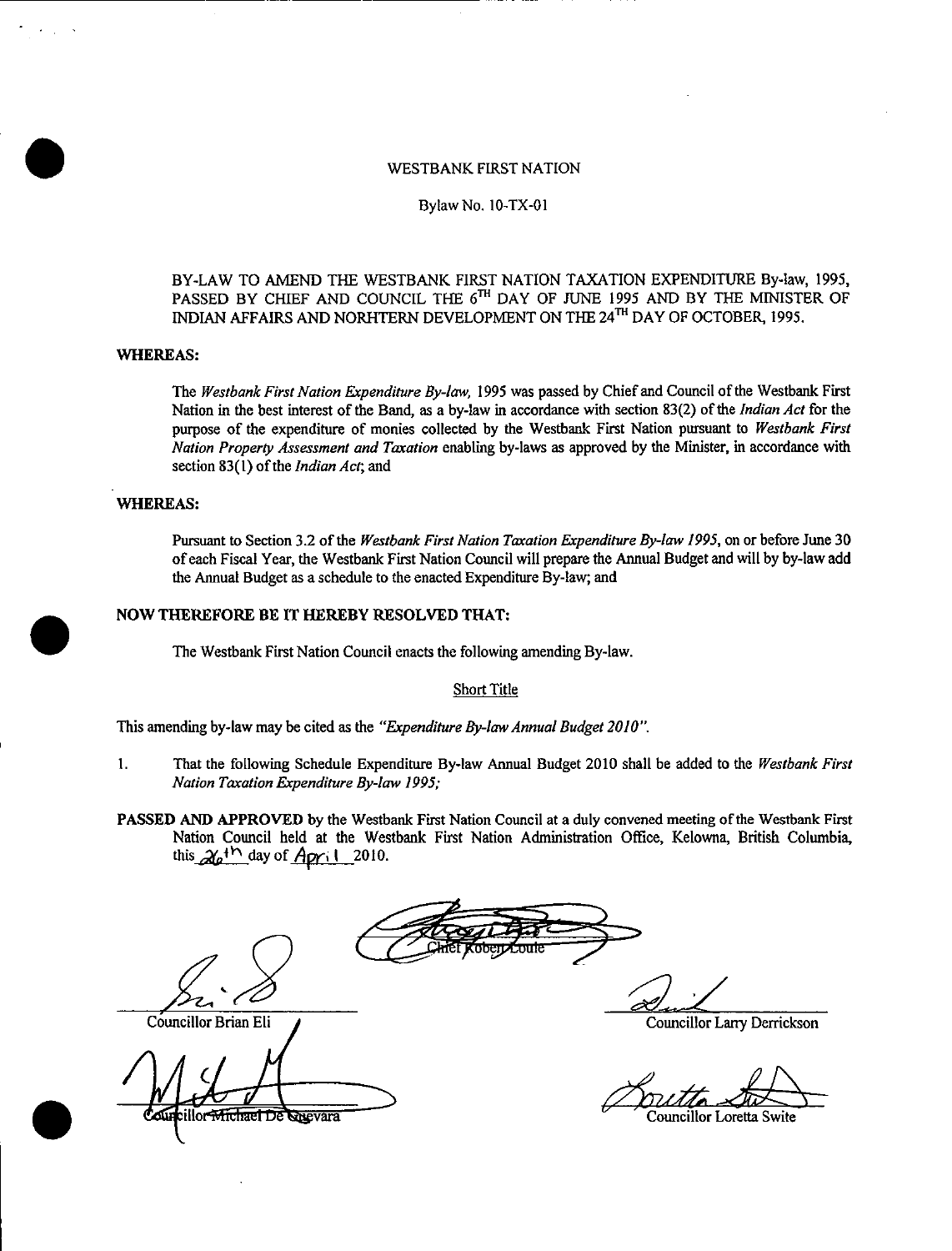WESTBANK FIRST NATION

Bylaw No. 10-TX-01

BY-LAW TO AMEND THE WESTBANK FIRST NATION TAXATION EXPENDITURE By-law, 1995, PASSED BY CHIEF AND COUNCIL THE 6[TH] DAY OF JUNE 1995 AND BY THE MINISTER OF INDIAN AFFAIRS AND NORHTERN DEVELOPMENT ON THE 24[TH] DAY OF OCTOBER, 1995.

**WHEREAS:**

The *Westbank First Nation Expenditure By-law,* 1995 was passed by Chief and Council of the Westbank First Nation in the best interest of the Band, as a by-law in accordance with section 83(2) of the *Indian Act* for the purpose of the expenditure of monies collected by the Westbank First Nation pursuant to *Westbank First Nation Property Assessment and Taxation* enabling by-laws as approved by the Minister, in accordance with section 83(1) of the *Indian Act*; and

**WHEREAS:**

Pursuant to Section 3.2 of the *Westbank First Nation Taxation Expenditure By-law 1995*, on or before June 30 of each Fiscal Year, the Westbank First Nation Council will prepare the Annual Budget and will by by-law add the Annual Budget as a schedule to the enacted Expenditure By-law; and

**NOW THEREFORE BE IT HEREBY RESOLVED THAT:**

The Westbank First Nation Council enacts the following amending By-law.

Short Title

This amending by-law may be cited as the *"Expenditure By-law Annual Budget 2010"*.

1. That the following Schedule Expenditure By-law Annual Budget 2010 shall be added to the *Westbank First Nation Taxation Expenditure By-law 1995;*

**PASSED AND APPROVED** by the Westbank First Nation Council at a duly convened meeting of the Westbank First Nation Council held at the Westbank First Nation Administration Office, Kelowna, British Columbia, this 26th day of April 2010.

Chief Robert Louie

Councillor Brian Eli

Councillor Larry Derrickson

Councillor Michael De Guevara

Councillor Loretta Swite